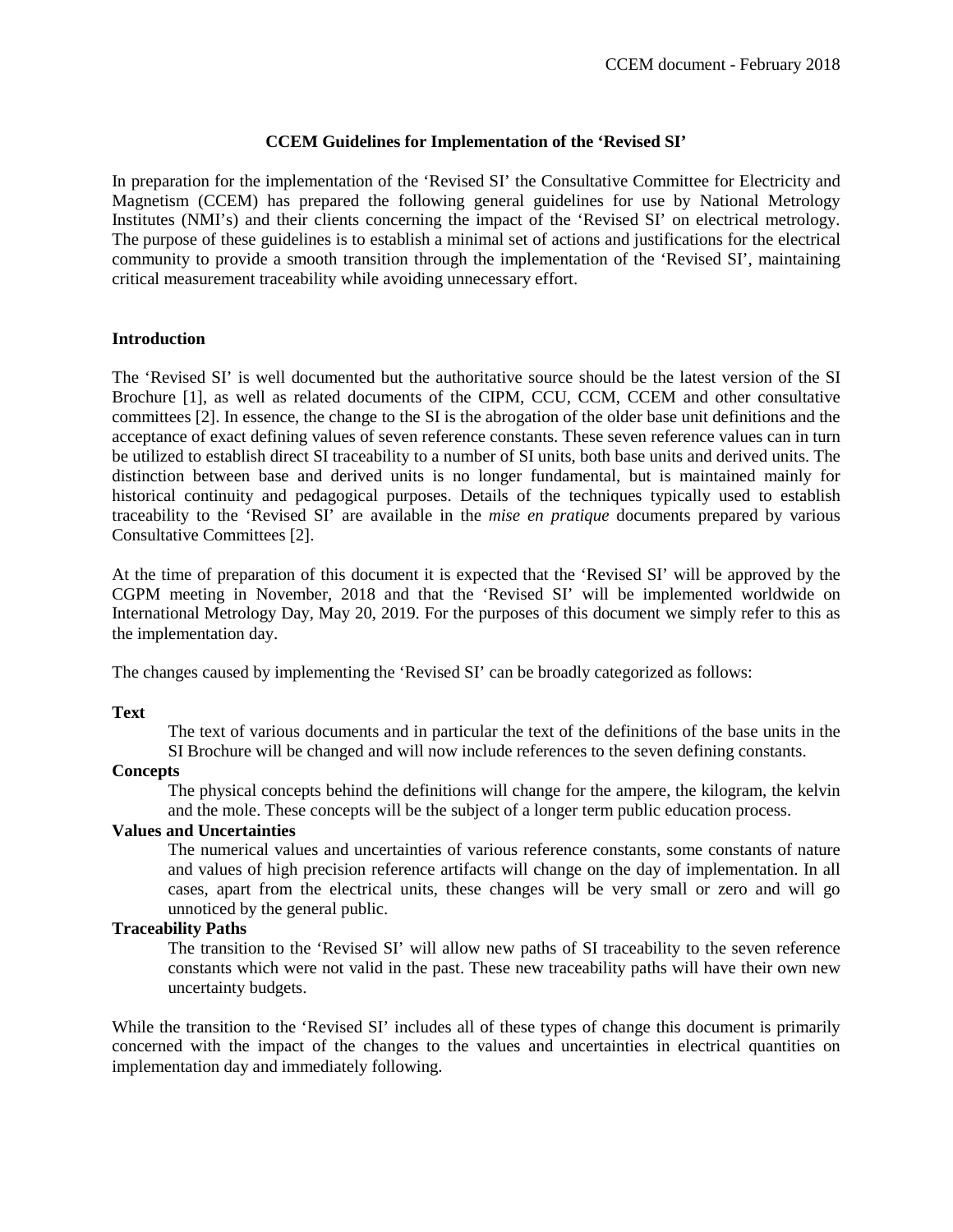# CCEM Guidelines for Implementation of the 'Revised SI'

In preparation for the implementation of the 'Revised SI' the Consultative Committee for Electricity and Magnetism (CCEM) has prepared the following general guidelines for use by National Metrology Institutes (NMI's) and their clients concerning the impact of the 'Revised SI' on electrical metrology. The purpose of these guidelines is to establish a minimal set of actions and justifications for the electrical community to provide a smooth transition through the implementation of the 'Revised SI', maintaining critical measurement traceability while avoiding unnecessary effort.

## Introduction

The 'Revised SI' is well documented but the authoritative source should be the latest version of the SI Brochure [1], as well as related documents of the CIPM, CCU, CCM, CCEM and other consultative committees [2]. In essence, the change to the SI is the abrogation of the older base unit definitions and the acceptance of exact defining values of seven reference constants. These seven reference values can in turn be utilized to establish direct SI traceability to a number of SI units, both base units and derived units. The distinction between base and derived units is no longer fundamental, but is maintained mainly for historical continuity and pedagogical purposes. Details of the techniques typically used to establish traceability to the 'Revised SI' are available in the *mise en pratique* documents prepared by various Consultative Committees [2].

At the time of preparation of this document it is expected that the 'Revised SI' will be approved by the CGPM meeting in November, 2018 and that the 'Revised SI' will be implemented worldwide on International Metrology Day, May 20, 2019. For the purposes of this document we simply refer to this as the implementation day.

The changes caused by implementing the 'Revised SI' can be broadly categorized as follows:

**Text**

The text of various documents and in particular the text of the definitions of the base units in the SI Brochure will be changed and will now include references to the seven defining constants.

**Concepts**

The physical concepts behind the definitions will change for the ampere, the kilogram, the kelvin and the mole. These concepts will be the subject of a longer term public education process.

**Values and Uncertainties**

The numerical values and uncertainties of various reference constants, some constants of nature and values of high precision reference artifacts will change on the day of implementation. In all cases, apart from the electrical units, these changes will be very small or zero and will go unnoticed by the general public.

**Traceability Paths**

The transition to the 'Revised SI' will allow new paths of SI traceability to the seven reference constants which were not valid in the past. These new traceability paths will have their own new uncertainty budgets.

While the transition to the 'Revised SI' includes all of these types of change this document is primarily concerned with the impact of the changes to the values and uncertainties in electrical quantities on implementation day and immediately following.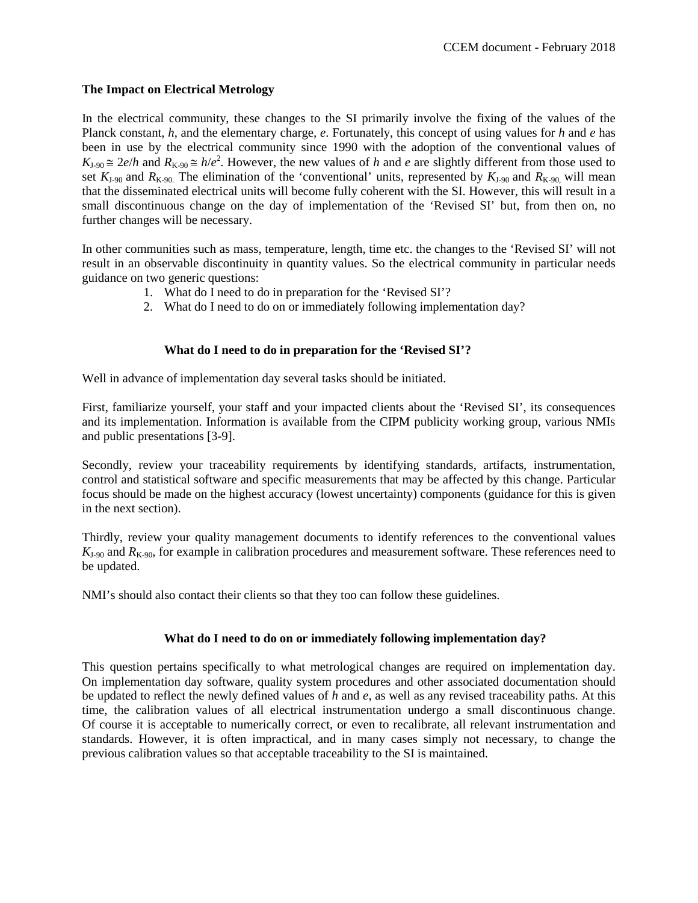### The Impact on Electrical Metrology

In the electrical community, these changes to the SI primarily involve the fixing of the values of the Planck constant, $h$, and the elementary charge, $e$. Fortunately, this concept of using values for $h$ and $e$ has been in use by the electrical community since 1990 with the adoption of the conventional values of $K_{J-90} \cong 2e/h$ and $R_{K-90} \cong h/e^2$. However, the new values of $h$ and $e$ are slightly different from those used to set $K_{J-90}$ and $R_{K-90}$. The elimination of the 'conventional' units, represented by $K_{J-90}$ and $R_{K-90}$, will mean that the disseminated electrical units will become fully coherent with the SI. However, this will result in a small discontinuous change on the day of implementation of the 'Revised SI' but, from then on, no further changes will be necessary.

In other communities such as mass, temperature, length, time etc. the changes to the 'Revised SI' will not result in an observable discontinuity in quantity values. So the electrical community in particular needs guidance on two generic questions:

1. What do I need to do in preparation for the 'Revised SI'?
2. What do I need to do on or immediately following implementation day?

### What do I need to do in preparation for the 'Revised SI'?

Well in advance of implementation day several tasks should be initiated.

First, familiarize yourself, your staff and your impacted clients about the 'Revised SI', its consequences and its implementation. Information is available from the CIPM publicity working group, various NMIs and public presentations [3-9].

Secondly, review your traceability requirements by identifying standards, artifacts, instrumentation, control and statistical software and specific measurements that may be affected by this change. Particular focus should be made on the highest accuracy (lowest uncertainty) components (guidance for this is given in the next section).

Thirdly, review your quality management documents to identify references to the conventional values $K_{J-90}$ and $R_{K-90}$, for example in calibration procedures and measurement software. These references need to be updated.

NMI's should also contact their clients so that they too can follow these guidelines.

### What do I need to do on or immediately following implementation day?

This question pertains specifically to what metrological changes are required on implementation day. On implementation day software, quality system procedures and other associated documentation should be updated to reflect the newly defined values of $h$ and $e$, as well as any revised traceability paths. At this time, the calibration values of all electrical instrumentation undergo a small discontinuous change. Of course it is acceptable to numerically correct, or even to recalibrate, all relevant instrumentation and standards. However, it is often impractical, and in many cases simply not necessary, to change the previous calibration values so that acceptable traceability to the SI is maintained.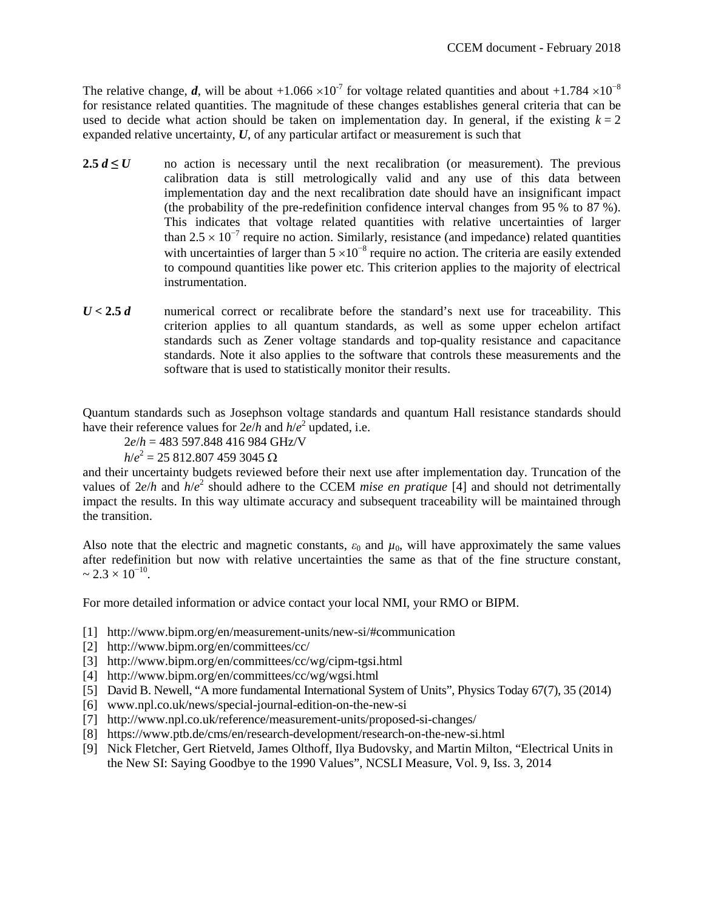The relative change, $\boldsymbol{d}$, will be about $+1.066 \times 10^{-7}$ for voltage related quantities and about $+1.784 \times 10^{-8}$ for resistance related quantities. The magnitude of these changes establishes general criteria that can be used to decide what action should be taken on implementation day. In general, if the existing $k = 2$ expanded relative uncertainty, $\boldsymbol{U}$, of any particular artifact or measurement is such that

**$2.5\, d \leq U$** no action is necessary until the next recalibration (or measurement). The previous calibration data is still metrologically valid and any use of this data between implementation day and the next recalibration date should have an insignificant impact (the probability of the pre-redefinition confidence interval changes from 95 % to 87 %). This indicates that voltage related quantities with relative uncertainties of larger than $2.5 \times 10^{-7}$ require no action. Similarly, resistance (and impedance) related quantities with uncertainties of larger than $5 \times 10^{-8}$ require no action. The criteria are easily extended to compound quantities like power etc. This criterion applies to the majority of electrical instrumentation.

**$U < 2.5\, d$** numerical correct or recalibrate before the standard's next use for traceability. This criterion applies to all quantum standards, as well as some upper echelon artifact standards such as Zener voltage standards and top-quality resistance and capacitance standards. Note it also applies to the software that controls these measurements and the software that is used to statistically monitor their results.

Quantum standards such as Josephson voltage standards and quantum Hall resistance standards should have their reference values for $2e/h$ and $h/e^2$ updated, i.e.

$2e/h$ = 483 597.848 416 984 GHz/V

$h/e^2$ = 25 812.807 459 3045 Ω

and their uncertainty budgets reviewed before their next use after implementation day. Truncation of the values of $2e/h$ and $h/e^2$ should adhere to the CCEM *mise en pratique* [4] and should not detrimentally impact the results. In this way ultimate accuracy and subsequent traceability will be maintained through the transition.

Also note that the electric and magnetic constants, $\varepsilon_0$ and $\mu_0$, will have approximately the same values after redefinition but now with relative uncertainties the same as that of the fine structure constant, $\sim 2.3 \times 10^{-10}$.

For more detailed information or advice contact your local NMI, your RMO or BIPM.

[1] http://www.bipm.org/en/measurement-units/new-si/#communication
[2] http://www.bipm.org/en/committees/cc/
[3] http://www.bipm.org/en/committees/cc/wg/cipm-tgsi.html
[4] http://www.bipm.org/en/committees/cc/wg/wgsi.html
[5] David B. Newell, "A more fundamental International System of Units", Physics Today 67(7), 35 (2014)
[6] www.npl.co.uk/news/special-journal-edition-on-the-new-si
[7] http://www.npl.co.uk/reference/measurement-units/proposed-si-changes/
[8] https://www.ptb.de/cms/en/research-development/research-on-the-new-si.html
[9] Nick Fletcher, Gert Rietveld, James Olthoff, Ilya Budovsky, and Martin Milton, "Electrical Units in the New SI: Saying Goodbye to the 1990 Values", NCSLI Measure, Vol. 9, Iss. 3, 2014